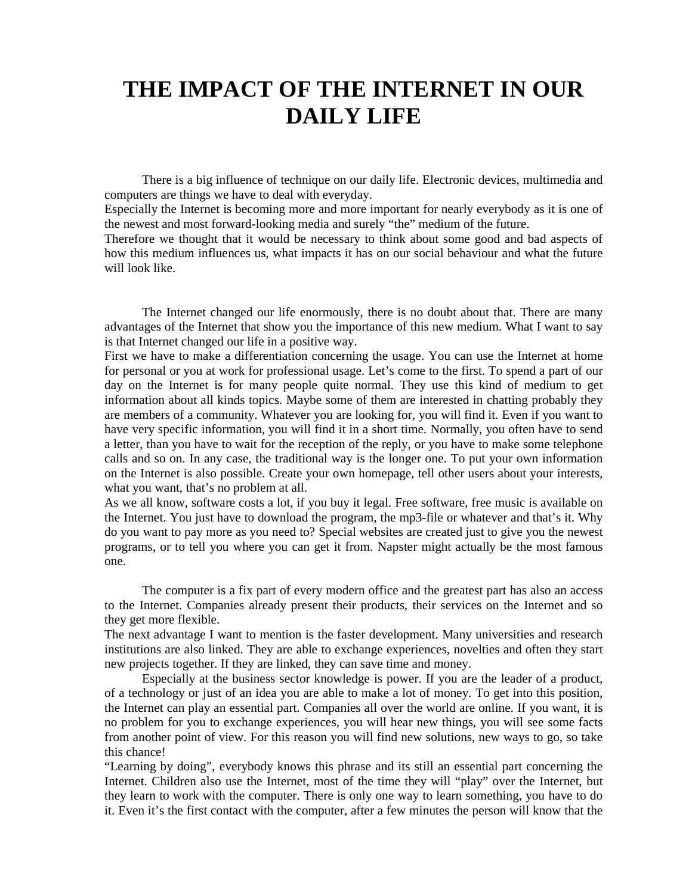# THE IMPACT OF THE INTERNET IN OUR DAILY LIFE

There is a big influence of technique on our daily life. Electronic devices, multimedia and computers are things we have to deal with everyday.
Especially the Internet is becoming more and more important for nearly everybody as it is one of the newest and most forward-looking media and surely "the" medium of the future.
Therefore we thought that it would be necessary to think about some good and bad aspects of how this medium influences us, what impacts it has on our social behaviour and what the future will look like.

The Internet changed our life enormously, there is no doubt about that. There are many advantages of the Internet that show you the importance of this new medium. What I want to say is that Internet changed our life in a positive way.
First we have to make a differentiation concerning the usage. You can use the Internet at home for personal or you at work for professional usage. Let's come to the first. To spend a part of our day on the Internet is for many people quite normal. They use this kind of medium to get information about all kinds topics. Maybe some of them are interested in chatting probably they are members of a community. Whatever you are looking for, you will find it. Even if you want to have very specific information, you will find it in a short time. Normally, you often have to send a letter, than you have to wait for the reception of the reply, or you have to make some telephone calls and so on. In any case, the traditional way is the longer one. To put your own information on the Internet is also possible. Create your own homepage, tell other users about your interests, what you want, that's no problem at all.
As we all know, software costs a lot, if you buy it legal. Free software, free music is available on the Internet. You just have to download the program, the mp3-file or whatever and that's it. Why do you want to pay more as you need to? Special websites are created just to give you the newest programs, or to tell you where you can get it from. Napster might actually be the most famous one.

The computer is a fix part of every modern office and the greatest part has also an access to the Internet. Companies already present their products, their services on the Internet and so they get more flexible.
The next advantage I want to mention is the faster development. Many universities and research institutions are also linked. They are able to exchange experiences, novelties and often they start new projects together. If they are linked, they can save time and money.

Especially at the business sector knowledge is power. If you are the leader of a product, of a technology or just of an idea you are able to make a lot of money. To get into this position, the Internet can play an essential part. Companies all over the world are online. If you want, it is no problem for you to exchange experiences, you will hear new things, you will see some facts from another point of view. For this reason you will find new solutions, new ways to go, so take this chance!
"Learning by doing", everybody knows this phrase and its still an essential part concerning the Internet. Children also use the Internet, most of the time they will "play" over the Internet, but they learn to work with the computer. There is only one way to learn something, you have to do it. Even it's the first contact with the computer, after a few minutes the person will know that the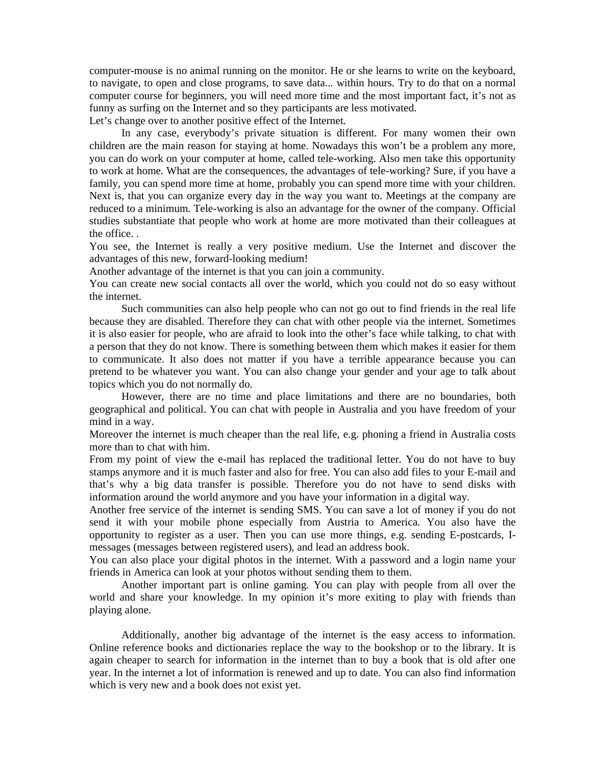computer-mouse is no animal running on the monitor. He or she learns to write on the keyboard, to navigate, to open and close programs, to save data... within hours. Try to do that on a normal computer course for beginners, you will need more time and the most important fact, it's not as funny as surfing on the Internet and so they participants are less motivated.

Let's change over to another positive effect of the Internet.

In any case, everybody's private situation is different. For many women their own children are the main reason for staying at home. Nowadays this won't be a problem any more, you can do work on your computer at home, called tele-working. Also men take this opportunity to work at home. What are the consequences, the advantages of tele-working? Sure, if you have a family, you can spend more time at home, probably you can spend more time with your children. Next is, that you can organize every day in the way you want to. Meetings at the company are reduced to a minimum. Tele-working is also an advantage for the owner of the company. Official studies substantiate that people who work at home are more motivated than their colleagues at the office. .

You see, the Internet is really a very positive medium. Use the Internet and discover the advantages of this new, forward-looking medium!

Another advantage of the internet is that you can join a community.

You can create new social contacts all over the world, which you could not do so easy without the internet.

Such communities can also help people who can not go out to find friends in the real life because they are disabled. Therefore they can chat with other people via the internet. Sometimes it is also easier for people, who are afraid to look into the other's face while talking, to chat with a person that they do not know. There is something between them which makes it easier for them to communicate. It also does not matter if you have a terrible appearance because you can pretend to be whatever you want. You can also change your gender and your age to talk about topics which you do not normally do.

However, there are no time and place limitations and there are no boundaries, both geographical and political. You can chat with people in Australia and you have freedom of your mind in a way.

Moreover the internet is much cheaper than the real life, e.g. phoning a friend in Australia costs more than to chat with him.

From my point of view the e-mail has replaced the traditional letter. You do not have to buy stamps anymore and it is much faster and also for free. You can also add files to your E-mail and that's why a big data transfer is possible. Therefore you do not have to send disks with information around the world anymore and you have your information in a digital way.

Another free service of the internet is sending SMS. You can save a lot of money if you do not send it with your mobile phone especially from Austria to America. You also have the opportunity to register as a user. Then you can use more things, e.g. sending E-postcards, I-messages (messages between registered users), and lead an address book.

You can also place your digital photos in the internet. With a password and a login name your friends in America can look at your photos without sending them to them.

Another important part is online gaming. You can play with people from all over the world and share your knowledge. In my opinion it's more exiting to play with friends than playing alone.

Additionally, another big advantage of the internet is the easy access to information. Online reference books and dictionaries replace the way to the bookshop or to the library. It is again cheaper to search for information in the internet than to buy a book that is old after one year. In the internet a lot of information is renewed and up to date. You can also find information which is very new and a book does not exist yet.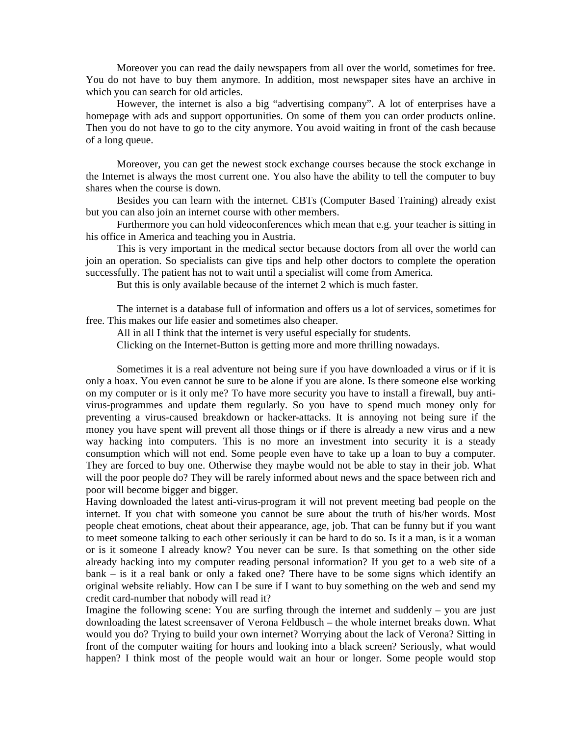Moreover you can read the daily newspapers from all over the world, sometimes for free. You do not have to buy them anymore. In addition, most newspaper sites have an archive in which you can search for old articles.

However, the internet is also a big “advertising company”. A lot of enterprises have a homepage with ads and support opportunities. On some of them you can order products online. Then you do not have to go to the city anymore. You avoid waiting in front of the cash because of a long queue.

Moreover, you can get the newest stock exchange courses because the stock exchange in the Internet is always the most current one. You also have the ability to tell the computer to buy shares when the course is down.

Besides you can learn with the internet. CBTs (Computer Based Training) already exist but you can also join an internet course with other members.

Furthermore you can hold videoconferences which mean that e.g. your teacher is sitting in his office in America and teaching you in Austria.

This is very important in the medical sector because doctors from all over the world can join an operation. So specialists can give tips and help other doctors to complete the operation successfully. The patient has not to wait until a specialist will come from America.

But this is only available because of the internet 2 which is much faster.

The internet is a database full of information and offers us a lot of services, sometimes for free. This makes our life easier and sometimes also cheaper.

All in all I think that the internet is very useful especially for students.

Clicking on the Internet-Button is getting more and more thrilling nowadays.

Sometimes it is a real adventure not being sure if you have downloaded a virus or if it is only a hoax. You even cannot be sure to be alone if you are alone. Is there someone else working on my computer or is it only me? To have more security you have to install a firewall, buy anti-virus-programmes and update them regularly. So you have to spend much money only for preventing a virus-caused breakdown or hacker-attacks. It is annoying not being sure if the money you have spent will prevent all those things or if there is already a new virus and a new way hacking into computers. This is no more an investment into security it is a steady consumption which will not end. Some people even have to take up a loan to buy a computer. They are forced to buy one. Otherwise they maybe would not be able to stay in their job. What will the poor people do? They will be rarely informed about news and the space between rich and poor will become bigger and bigger.

Having downloaded the latest anti-virus-program it will not prevent meeting bad people on the internet. If you chat with someone you cannot be sure about the truth of his/her words. Most people cheat emotions, cheat about their appearance, age, job. That can be funny but if you want to meet someone talking to each other seriously it can be hard to do so. Is it a man, is it a woman or is it someone I already know? You never can be sure. Is that something on the other side already hacking into my computer reading personal information? If you get to a web site of a bank – is it a real bank or only a faked one? There have to be some signs which identify an original website reliably. How can I be sure if I want to buy something on the web and send my credit card-number that nobody will read it?

Imagine the following scene: You are surfing through the internet and suddenly – you are just downloading the latest screensaver of Verona Feldbusch – the whole internet breaks down. What would you do? Trying to build your own internet? Worrying about the lack of Verona? Sitting in front of the computer waiting for hours and looking into a black screen? Seriously, what would happen? I think most of the people would wait an hour or longer. Some people would stop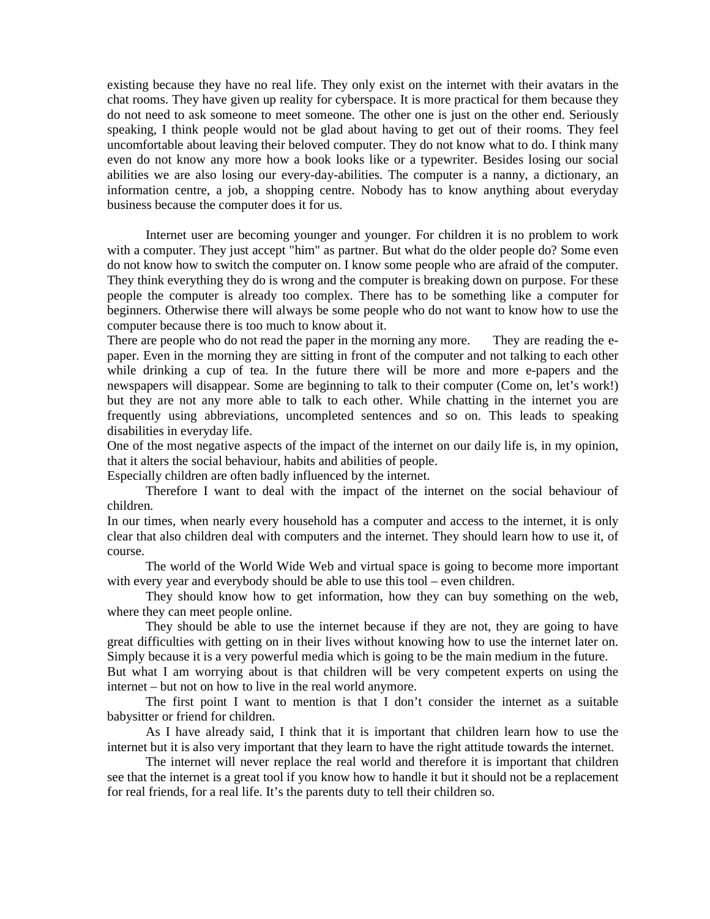existing because they have no real life. They only exist on the internet with their avatars in the chat rooms. They have given up reality for cyberspace. It is more practical for them because they do not need to ask someone to meet someone. The other one is just on the other end. Seriously speaking, I think people would not be glad about having to get out of their rooms. They feel uncomfortable about leaving their beloved computer. They do not know what to do. I think many even do not know any more how a book looks like or a typewriter. Besides losing our social abilities we are also losing our every-day-abilities. The computer is a nanny, a dictionary, an information centre, a job, a shopping centre. Nobody has to know anything about everyday business because the computer does it for us.

Internet user are becoming younger and younger. For children it is no problem to work with a computer. They just accept "him" as partner. But what do the older people do? Some even do not know how to switch the computer on. I know some people who are afraid of the computer. They think everything they do is wrong and the computer is breaking down on purpose. For these people the computer is already too complex. There has to be something like a computer for beginners. Otherwise there will always be some people who do not want to know how to use the computer because there is too much to know about it.

There are people who do not read the paper in the morning any more. They are reading the e-paper. Even in the morning they are sitting in front of the computer and not talking to each other while drinking a cup of tea. In the future there will be more and more e-papers and the newspapers will disappear. Some are beginning to talk to their computer (Come on, let's work!) but they are not any more able to talk to each other. While chatting in the internet you are frequently using abbreviations, uncompleted sentences and so on. This leads to speaking disabilities in everyday life.

One of the most negative aspects of the impact of the internet on our daily life is, in my opinion, that it alters the social behaviour, habits and abilities of people.

Especially children are often badly influenced by the internet.

Therefore I want to deal with the impact of the internet on the social behaviour of children.

In our times, when nearly every household has a computer and access to the internet, it is only clear that also children deal with computers and the internet. They should learn how to use it, of course.

The world of the World Wide Web and virtual space is going to become more important with every year and everybody should be able to use this tool – even children.

They should know how to get information, how they can buy something on the web, where they can meet people online.

They should be able to use the internet because if they are not, they are going to have great difficulties with getting on in their lives without knowing how to use the internet later on. Simply because it is a very powerful media which is going to be the main medium in the future.

But what I am worrying about is that children will be very competent experts on using the internet – but not on how to live in the real world anymore.

The first point I want to mention is that I don't consider the internet as a suitable babysitter or friend for children.

As I have already said, I think that it is important that children learn how to use the internet but it is also very important that they learn to have the right attitude towards the internet.

The internet will never replace the real world and therefore it is important that children see that the internet is a great tool if you know how to handle it but it should not be a replacement for real friends, for a real life. It's the parents duty to tell their children so.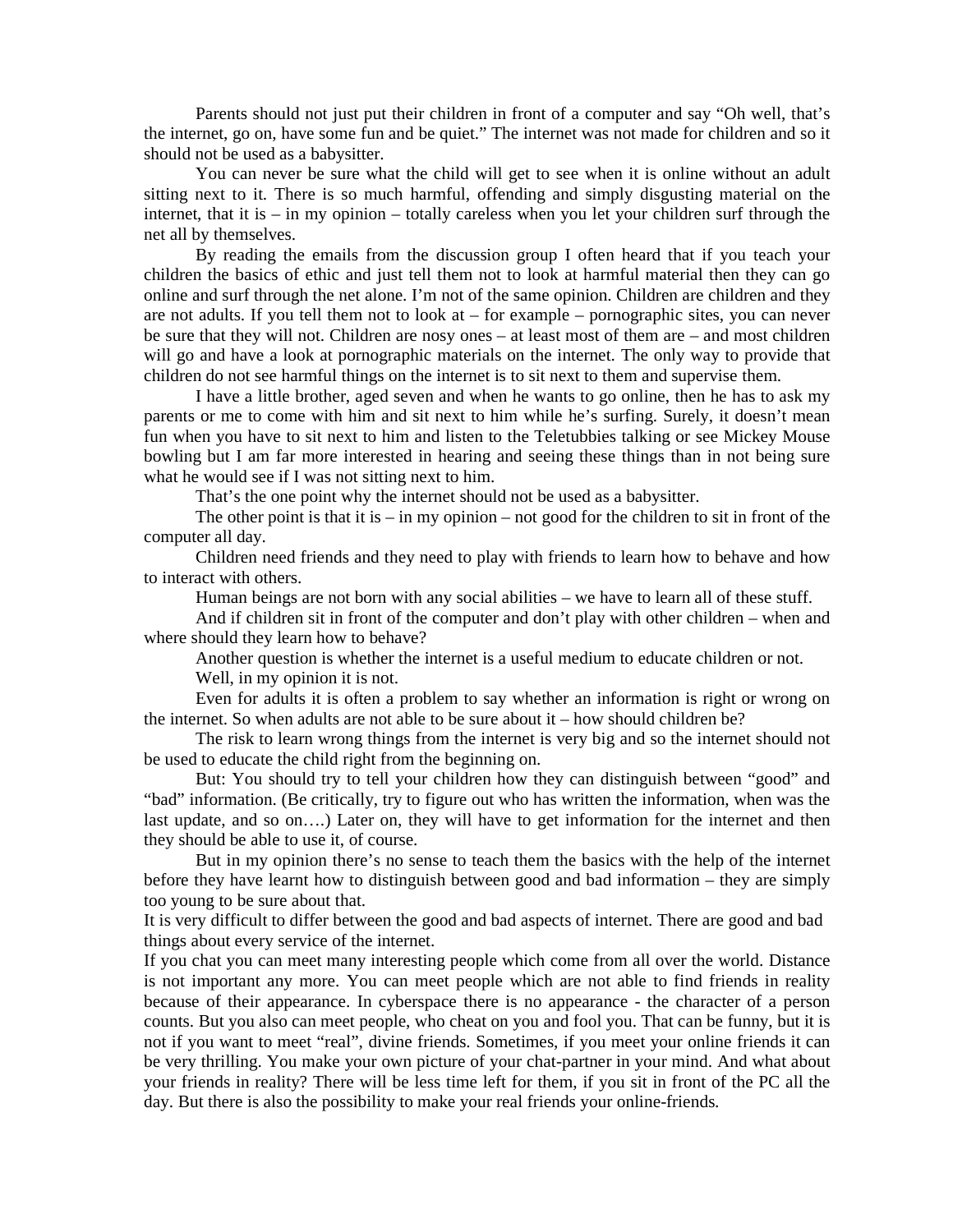Parents should not just put their children in front of a computer and say "Oh well, that's the internet, go on, have some fun and be quiet." The internet was not made for children and so it should not be used as a babysitter.

You can never be sure what the child will get to see when it is online without an adult sitting next to it. There is so much harmful, offending and simply disgusting material on the internet, that it is – in my opinion – totally careless when you let your children surf through the net all by themselves.

By reading the emails from the discussion group I often heard that if you teach your children the basics of ethic and just tell them not to look at harmful material then they can go online and surf through the net alone. I'm not of the same opinion. Children are children and they are not adults. If you tell them not to look at – for example – pornographic sites, you can never be sure that they will not. Children are nosy ones – at least most of them are – and most children will go and have a look at pornographic materials on the internet. The only way to provide that children do not see harmful things on the internet is to sit next to them and supervise them.

I have a little brother, aged seven and when he wants to go online, then he has to ask my parents or me to come with him and sit next to him while he's surfing. Surely, it doesn't mean fun when you have to sit next to him and listen to the Teletubbies talking or see Mickey Mouse bowling but I am far more interested in hearing and seeing these things than in not being sure what he would see if I was not sitting next to him.

That's the one point why the internet should not be used as a babysitter.

The other point is that it is – in my opinion – not good for the children to sit in front of the computer all day.

Children need friends and they need to play with friends to learn how to behave and how to interact with others.

Human beings are not born with any social abilities – we have to learn all of these stuff.

And if children sit in front of the computer and don't play with other children – when and where should they learn how to behave?

Another question is whether the internet is a useful medium to educate children or not.

Well, in my opinion it is not.

Even for adults it is often a problem to say whether an information is right or wrong on the internet. So when adults are not able to be sure about it – how should children be?

The risk to learn wrong things from the internet is very big and so the internet should not be used to educate the child right from the beginning on.

But: You should try to tell your children how they can distinguish between "good" and "bad" information. (Be critically, try to figure out who has written the information, when was the last update, and so on….) Later on, they will have to get information for the internet and then they should be able to use it, of course.

But in my opinion there's no sense to teach them the basics with the help of the internet before they have learnt how to distinguish between good and bad information – they are simply too young to be sure about that.

It is very difficult to differ between the good and bad aspects of internet. There are good and bad things about every service of the internet.

If you chat you can meet many interesting people which come from all over the world. Distance is not important any more. You can meet people which are not able to find friends in reality because of their appearance. In cyberspace there is no appearance - the character of a person counts. But you also can meet people, who cheat on you and fool you. That can be funny, but it is not if you want to meet "real", divine friends. Sometimes, if you meet your online friends it can be very thrilling. You make your own picture of your chat-partner in your mind. And what about your friends in reality? There will be less time left for them, if you sit in front of the PC all the day. But there is also the possibility to make your real friends your online-friends.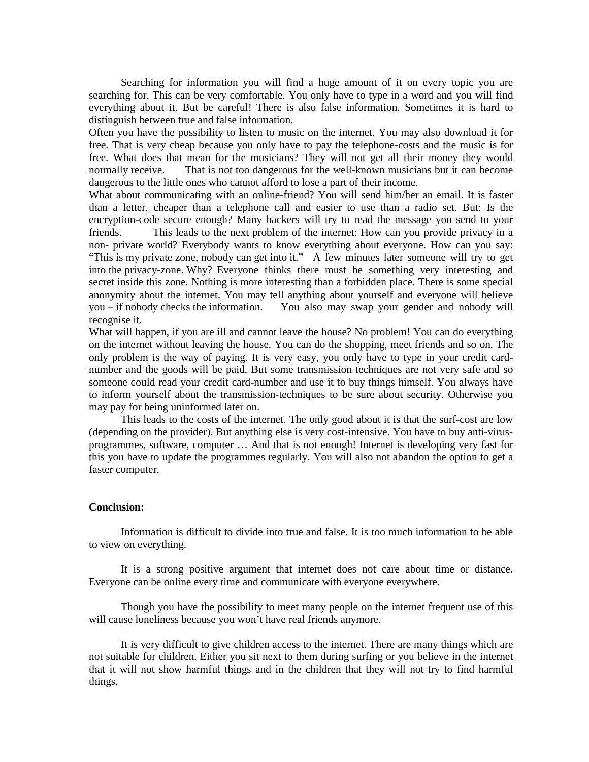Searching for information you will find a huge amount of it on every topic you are searching for. This can be very comfortable. You only have to type in a word and you will find everything about it. But be careful! There is also false information. Sometimes it is hard to distinguish between true and false information.

Often you have the possibility to listen to music on the internet. You may also download it for free. That is very cheap because you only have to pay the telephone-costs and the music is for free. What does that mean for the musicians? They will not get all their money they would normally receive. That is not too dangerous for the well-known musicians but it can become dangerous to the little ones who cannot afford to lose a part of their income.

What about communicating with an online-friend? You will send him/her an email. It is faster than a letter, cheaper than a telephone call and easier to use than a radio set. But: Is the encryption-code secure enough? Many hackers will try to read the message you send to your friends. This leads to the next problem of the internet: How can you provide privacy in a non- private world? Everybody wants to know everything about everyone. How can you say: “This is my private zone, nobody can get into it.” A few minutes later someone will try to get into the privacy-zone. Why? Everyone thinks there must be something very interesting and secret inside this zone. Nothing is more interesting than a forbidden place. There is some special anonymity about the internet. You may tell anything about yourself and everyone will believe you – if nobody checks the information. You also may swap your gender and nobody will recognise it.

What will happen, if you are ill and cannot leave the house? No problem! You can do everything on the internet without leaving the house. You can do the shopping, meet friends and so on. The only problem is the way of paying. It is very easy, you only have to type in your credit card-number and the goods will be paid. But some transmission techniques are not very safe and so someone could read your credit card-number and use it to buy things himself. You always have to inform yourself about the transmission-techniques to be sure about security. Otherwise you may pay for being uninformed later on.

This leads to the costs of the internet. The only good about it is that the surf-cost are low (depending on the provider). But anything else is very cost-intensive. You have to buy anti-virus-programmes, software, computer … And that is not enough! Internet is developing very fast for this you have to update the programmes regularly. You will also not abandon the option to get a faster computer.

**Conclusion:**

Information is difficult to divide into true and false. It is too much information to be able to view on everything.

It is a strong positive argument that internet does not care about time or distance. Everyone can be online every time and communicate with everyone everywhere.

Though you have the possibility to meet many people on the internet frequent use of this will cause loneliness because you won’t have real friends anymore.

It is very difficult to give children access to the internet. There are many things which are not suitable for children. Either you sit next to them during surfing or you believe in the internet that it will not show harmful things and in the children that they will not try to find harmful things.